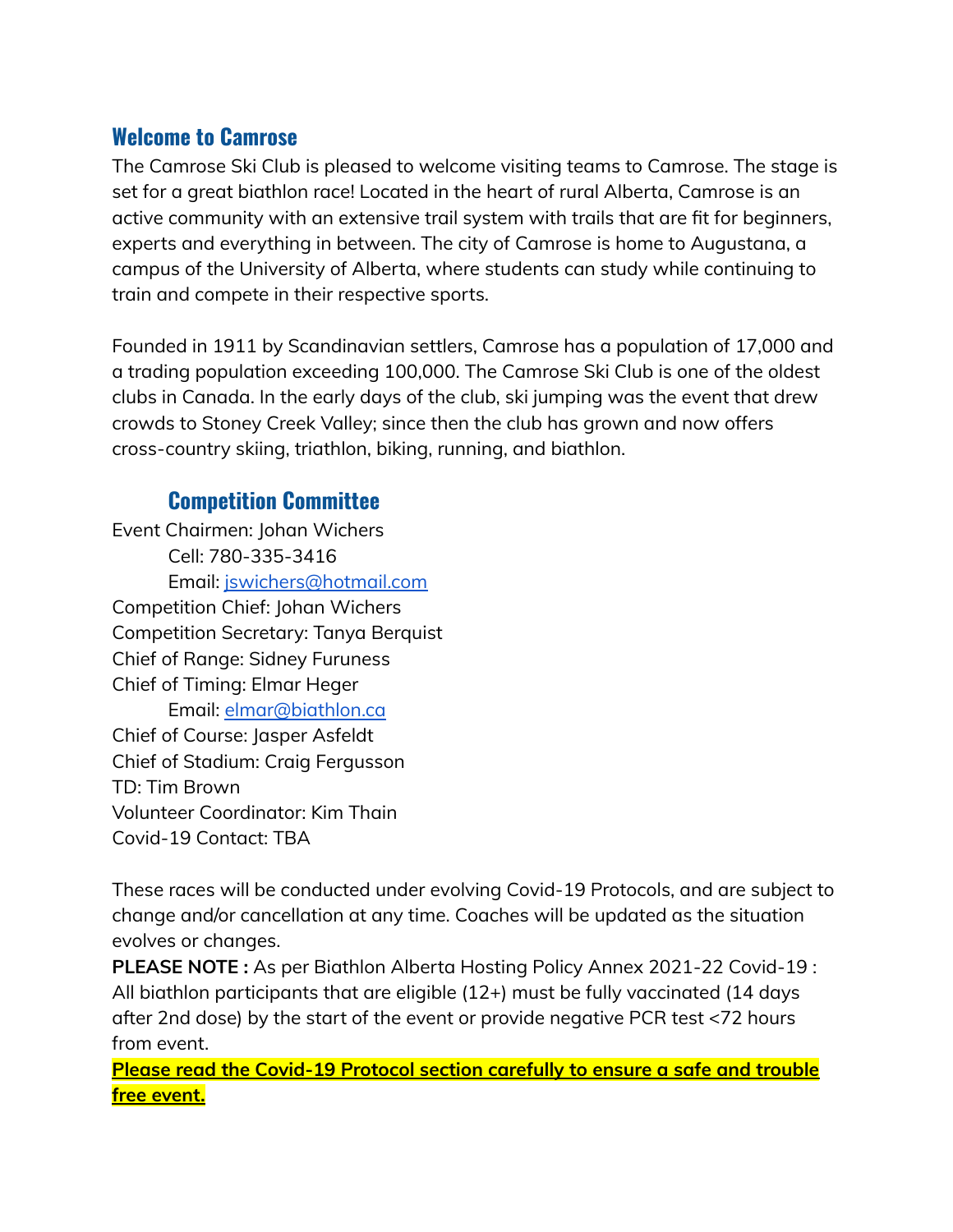## Welcome to Camrose

The Camrose Ski Club is pleased to welcome visiting teams to Camrose. The stage is set for a great biathlon race! Located in the heart of rural Alberta, Camrose is an active community with an extensive trail system with trails that are fit for beginners, experts and everything in between. The city of Camrose is home to Augustana, a campus of the University of Alberta, where students can study while continuing to train and compete in their respective sports.

Founded in 1911 by Scandinavian settlers, Camrose has a population of 17,000 and a trading population exceeding 100,000. The Camrose Ski Club is one of the oldest clubs in Canada. In the early days of the club, ski jumping was the event that drew crowds to Stoney Creek Valley; since then the club has grown and now offers cross-country skiing, triathlon, biking, running, and biathlon.

### Competition Committee

Event Chairmen: Johan Wichers
    Cell: 780-335-3416
    Email: [jswichers@hotmail.com](mailto:jswichers@hotmail.com)
Competition Chief: Johan Wichers
Competition Secretary: Tanya Berquist
Chief of Range: Sidney Furuness
Chief of Timing: Elmar Heger
    Email: [elmar@biathlon.ca](mailto:elmar@biathlon.ca)
Chief of Course: Jasper Asfeldt
Chief of Stadium: Craig Fergusson
TD: Tim Brown
Volunteer Coordinator: Kim Thain
Covid-19 Contact: TBA

These races will be conducted under evolving Covid-19 Protocols, and are subject to change and/or cancellation at any time. Coaches will be updated as the situation evolves or changes.

**PLEASE NOTE :** As per Biathlon Alberta Hosting Policy Annex 2021-22 Covid-19 : All biathlon participants that are eligible (12+) must be fully vaccinated (14 days after 2nd dose) by the start of the event or provide negative PCR test <72 hours from event.

**Please read the Covid-19 Protocol section carefully to ensure a safe and trouble free event.**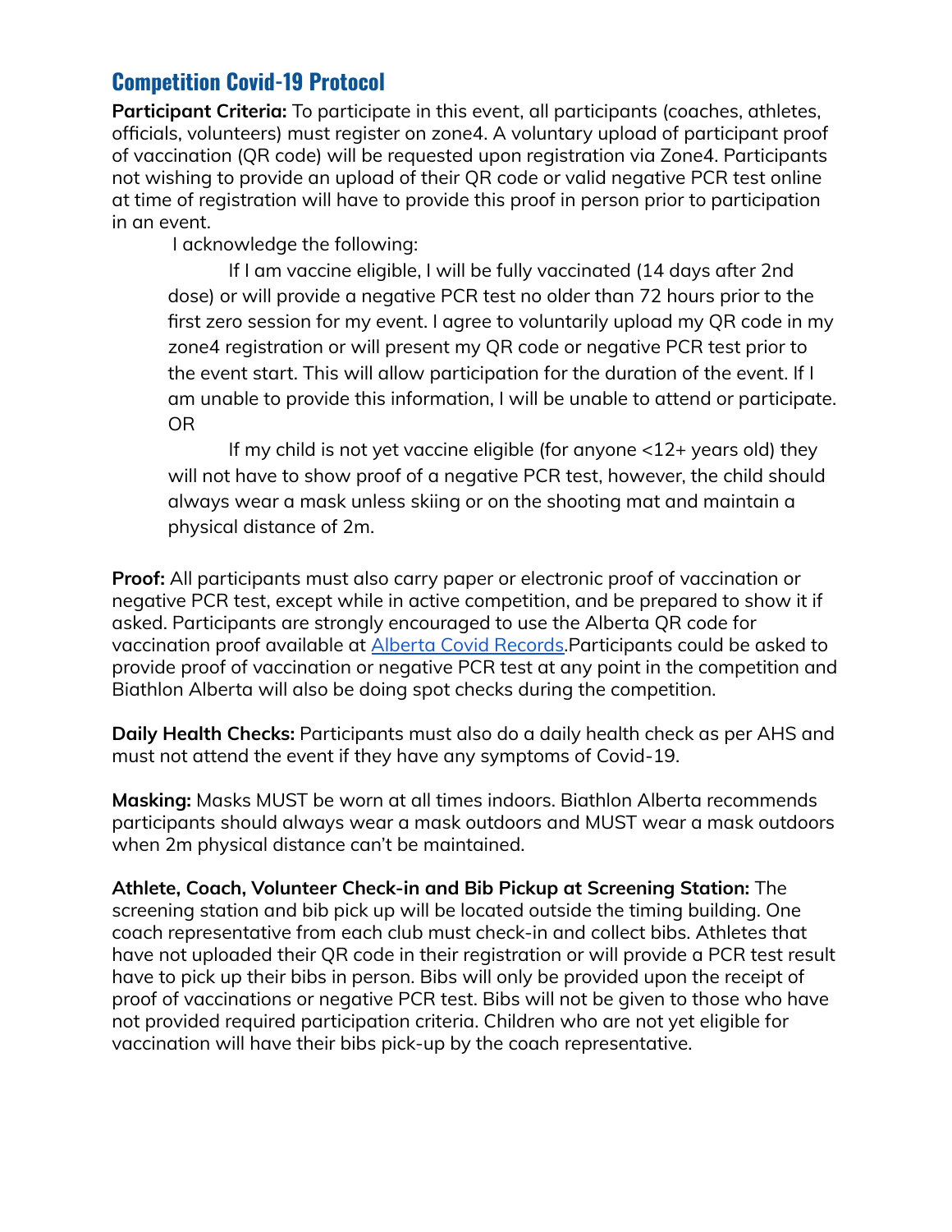## Competition Covid-19 Protocol

**Participant Criteria:** To participate in this event, all participants (coaches, athletes, officials, volunteers) must register on zone4. A voluntary upload of participant proof of vaccination (QR code) will be requested upon registration via Zone4. Participants not wishing to provide an upload of their QR code or valid negative PCR test online at time of registration will have to provide this proof in person prior to participation in an event.

I acknowledge the following:

> If I am vaccine eligible, I will be fully vaccinated (14 days after 2nd dose) or will provide a negative PCR test no older than 72 hours prior to the first zero session for my event. I agree to voluntarily upload my QR code in my zone4 registration or will present my QR code or negative PCR test prior to the event start. This will allow participation for the duration of the event. If I am unable to provide this information, I will be unable to attend or participate. OR
>
> If my child is not yet vaccine eligible (for anyone <12+ years old) they will not have to show proof of a negative PCR test, however, the child should always wear a mask unless skiing or on the shooting mat and maintain a physical distance of 2m.

**Proof:** All participants must also carry paper or electronic proof of vaccination or negative PCR test, except while in active competition, and be prepared to show it if asked. Participants are strongly encouraged to use the Alberta QR code for vaccination proof available at [Alberta Covid Records](Alberta Covid Records).Participants could be asked to provide proof of vaccination or negative PCR test at any point in the competition and Biathlon Alberta will also be doing spot checks during the competition.

**Daily Health Checks:** Participants must also do a daily health check as per AHS and must not attend the event if they have any symptoms of Covid-19.

**Masking:** Masks MUST be worn at all times indoors. Biathlon Alberta recommends participants should always wear a mask outdoors and MUST wear a mask outdoors when 2m physical distance can't be maintained.

**Athlete, Coach, Volunteer Check-in and Bib Pickup at Screening Station:** The screening station and bib pick up will be located outside the timing building. One coach representative from each club must check-in and collect bibs. Athletes that have not uploaded their QR code in their registration or will provide a PCR test result have to pick up their bibs in person. Bibs will only be provided upon the receipt of proof of vaccinations or negative PCR test. Bibs will not be given to those who have not provided required participation criteria. Children who are not yet eligible for vaccination will have their bibs pick-up by the coach representative.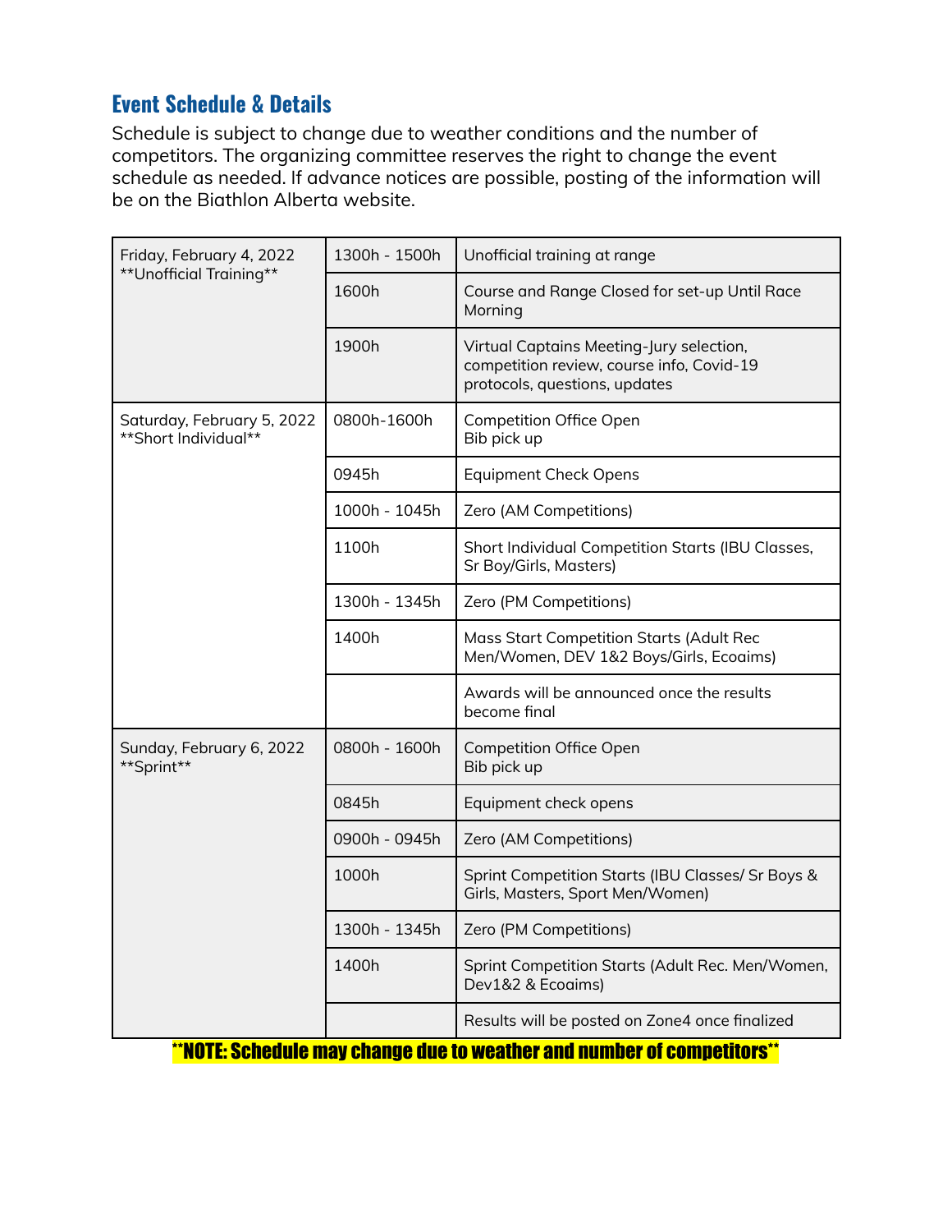## Event Schedule & Details

Schedule is subject to change due to weather conditions and the number of competitors. The organizing committee reserves the right to change the event schedule as needed. If advance notices are possible, posting of the information will be on the Biathlon Alberta website.

| | | |
|---|---|---|
| Friday, February 4, 2022 **Unofficial Training** | 1300h - 1500h | Unofficial training at range |
| | 1600h | Course and Range Closed for set-up Until Race Morning |
| | 1900h | Virtual Captains Meeting-Jury selection, competition review, course info, Covid-19 protocols, questions, updates |
| Saturday, February 5, 2022 **Short Individual** | 0800h-1600h | Competition Office Open<br>Bib pick up |
| | 0945h | Equipment Check Opens |
| | 1000h - 1045h | Zero (AM Competitions) |
| | 1100h | Short Individual Competition Starts (IBU Classes, Sr Boy/Girls, Masters) |
| | 1300h - 1345h | Zero (PM Competitions) |
| | 1400h | Mass Start Competition Starts (Adult Rec Men/Women, DEV 1&2 Boys/Girls, Ecoaims) |
| | | Awards will be announced once the results become final |
| Sunday, February 6, 2022 **Sprint** | 0800h - 1600h | Competition Office Open<br>Bib pick up |
| | 0845h | Equipment check opens |
| | 0900h - 0945h | Zero (AM Competitions) |
| | 1000h | Sprint Competition Starts (IBU Classes/ Sr Boys & Girls, Masters, Sport Men/Women) |
| | 1300h - 1345h | Zero (PM Competitions) |
| | 1400h | Sprint Competition Starts (Adult Rec. Men/Women, Dev1&2 & Ecoaims) |
| | | Results will be posted on Zone4 once finalized |

**NOTE: Schedule may change due to weather and number of competitors**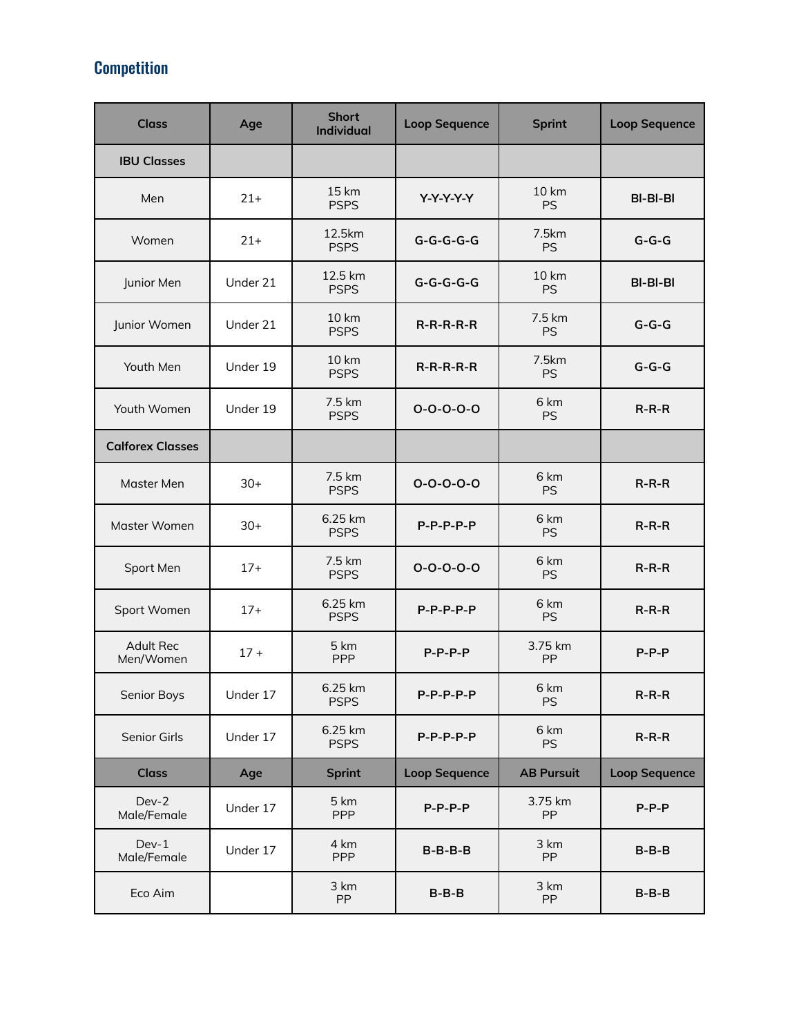## Competition

| Class | Age | Short Individual | Loop Sequence | Sprint | Loop Sequence |
|---|---|---|---|---|---|
| **IBU Classes** | | | | | |
| Men | 21+ | 15 km PSPS | **Y-Y-Y-Y-Y** | 10 km PS | **Bl-Bl-Bl** |
| Women | 21+ | 12.5km PSPS | **G-G-G-G-G** | 7.5km PS | **G-G-G** |
| Junior Men | Under 21 | 12.5 km PSPS | **G-G-G-G-G** | 10 km PS | **Bl-Bl-Bl** |
| Junior Women | Under 21 | 10 km PSPS | **R-R-R-R-R** | 7.5 km PS | **G-G-G** |
| Youth Men | Under 19 | 10 km PSPS | **R-R-R-R-R** | 7.5km PS | **G-G-G** |
| Youth Women | Under 19 | 7.5 km PSPS | **O-O-O-O-O** | 6 km PS | **R-R-R** |
| **Calforex Classes** | | | | | |
| Master Men | 30+ | 7.5 km PSPS | **O-O-O-O-O** | 6 km PS | **R-R-R** |
| Master Women | 30+ | 6.25 km PSPS | **P-P-P-P-P** | 6 km PS | **R-R-R** |
| Sport Men | 17+ | 7.5 km PSPS | **O-O-O-O-O** | 6 km PS | **R-R-R** |
| Sport Women | 17+ | 6.25 km PSPS | **P-P-P-P-P** | 6 km PS | **R-R-R** |
| Adult Rec Men/Women | 17 + | 5 km PPP | **P-P-P-P** | 3.75 km PP | **P-P-P** |
| Senior Boys | Under 17 | 6.25 km PSPS | **P-P-P-P-P** | 6 km PS | **R-R-R** |
| Senior Girls | Under 17 | 6.25 km PSPS | **P-P-P-P-P** | 6 km PS | **R-R-R** |
| **Class** | **Age** | **Sprint** | **Loop Sequence** | **AB Pursuit** | **Loop Sequence** |
| Dev-2 Male/Female | Under 17 | 5 km PPP | **P-P-P-P** | 3.75 km PP | **P-P-P** |
| Dev-1 Male/Female | Under 17 | 4 km PPP | **B-B-B-B** | 3 km PP | **B-B-B** |
| Eco Aim | | 3 km PP | **B-B-B** | 3 km PP | **B-B-B** |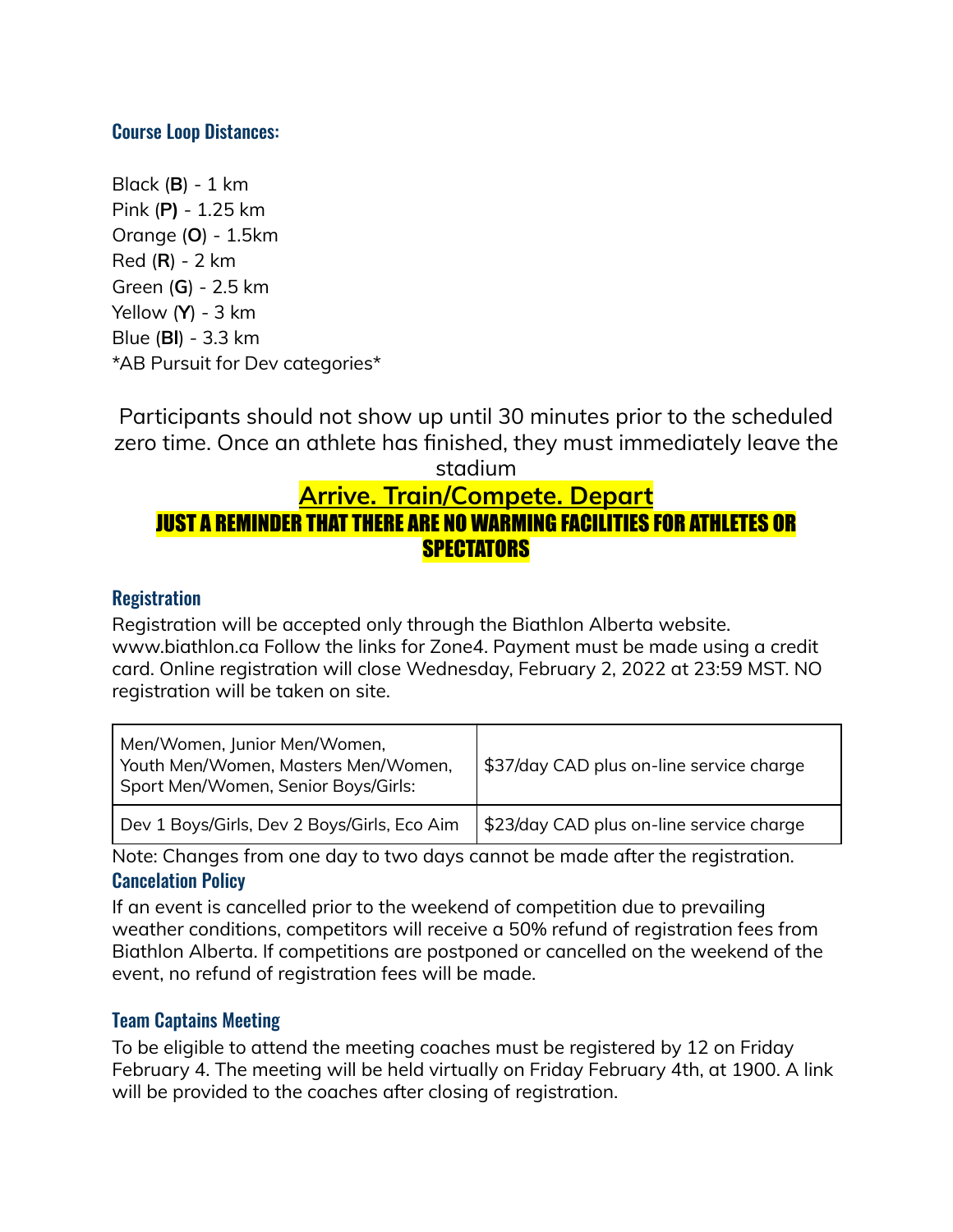### Course Loop Distances:

Black (**B**) - 1 km
Pink (**P)** - 1.25 km
Orange (**O**) - 1.5km
Red (**R**) - 2 km
Green (**G**) - 2.5 km
Yellow (**Y**) - 3 km
Blue (**Bl**) - 3.3 km
*AB Pursuit for Dev categories*

Participants should not show up until 30 minutes prior to the scheduled zero time. Once an athlete has finished, they must immediately leave the stadium

**Arrive. Train/Compete. Depart**

**JUST A REMINDER THAT THERE ARE NO WARMING FACILITIES FOR ATHLETES OR SPECTATORS**

### Registration

Registration will be accepted only through the Biathlon Alberta website. www.biathlon.ca Follow the links for Zone4. Payment must be made using a credit card. Online registration will close Wednesday, February 2, 2022 at 23:59 MST. NO registration will be taken on site.

| Category | Fee |
|---|---|
| Men/Women, Junior Men/Women, Youth Men/Women, Masters Men/Women, Sport Men/Women, Senior Boys/Girls: | $37/day CAD plus on-line service charge |
| Dev 1 Boys/Girls, Dev 2 Boys/Girls, Eco Aim | $23/day CAD plus on-line service charge |

Note: Changes from one day to two days cannot be made after the registration.

### Cancelation Policy

If an event is cancelled prior to the weekend of competition due to prevailing weather conditions, competitors will receive a 50% refund of registration fees from Biathlon Alberta. If competitions are postponed or cancelled on the weekend of the event, no refund of registration fees will be made.

### Team Captains Meeting

To be eligible to attend the meeting coaches must be registered by 12 on Friday February 4. The meeting will be held virtually on Friday February 4th, at 1900. A link will be provided to the coaches after closing of registration.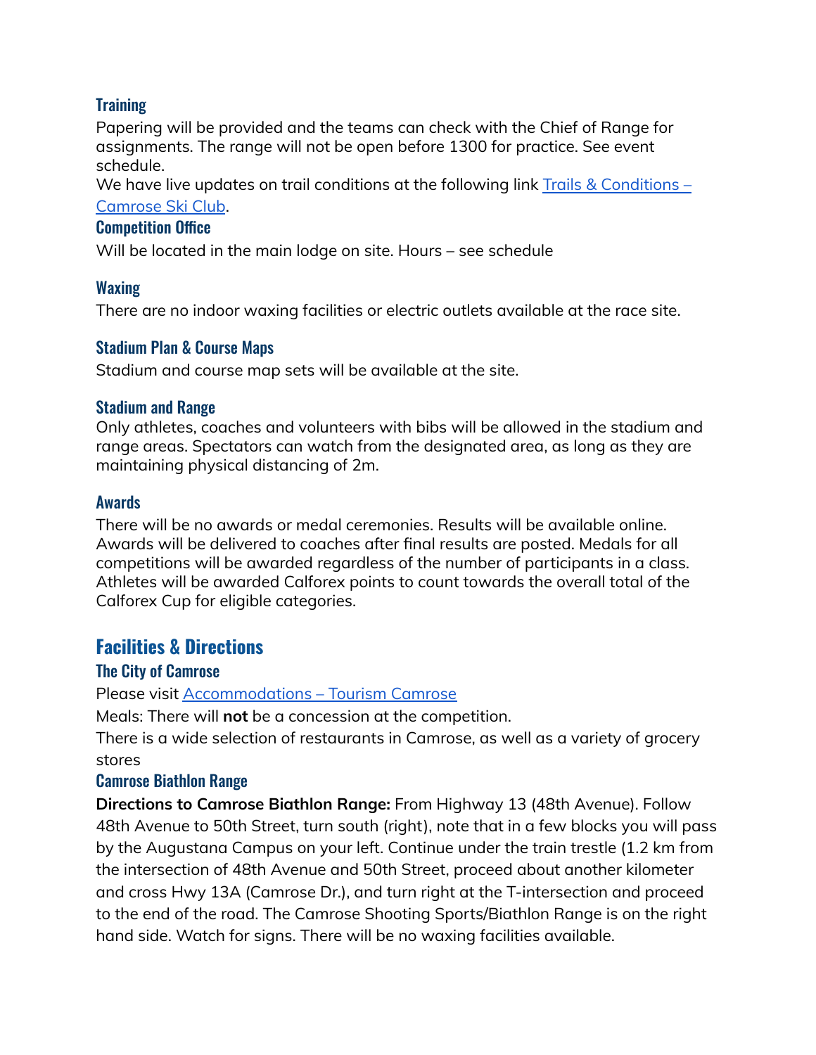### Training

Papering will be provided and the teams can check with the Chief of Range for assignments. The range will not be open before 1300 for practice. See event schedule.

We have live updates on trail conditions at the following link [Trails & Conditions – Camrose Ski Club](#).

### Competition Office

Will be located in the main lodge on site. Hours – see schedule

### Waxing

There are no indoor waxing facilities or electric outlets available at the race site.

### Stadium Plan & Course Maps

Stadium and course map sets will be available at the site.

### Stadium and Range

Only athletes, coaches and volunteers with bibs will be allowed in the stadium and range areas. Spectators can watch from the designated area, as long as they are maintaining physical distancing of 2m.

### Awards

There will be no awards or medal ceremonies. Results will be available online. Awards will be delivered to coaches after final results are posted. Medals for all competitions will be awarded regardless of the number of participants in a class. Athletes will be awarded Calforex points to count towards the overall total of the Calforex Cup for eligible categories.

## Facilities & Directions

### The City of Camrose

Please visit [Accommodations – Tourism Camrose](#)

Meals: There will **not** be a concession at the competition.

There is a wide selection of restaurants in Camrose, as well as a variety of grocery stores

### Camrose Biathlon Range

**Directions to Camrose Biathlon Range:** From Highway 13 (48th Avenue). Follow 48th Avenue to 50th Street, turn south (right), note that in a few blocks you will pass by the Augustana Campus on your left. Continue under the train trestle (1.2 km from the intersection of 48th Avenue and 50th Street, proceed about another kilometer and cross Hwy 13A (Camrose Dr.), and turn right at the T-intersection and proceed to the end of the road. The Camrose Shooting Sports/Biathlon Range is on the right hand side. Watch for signs. There will be no waxing facilities available.